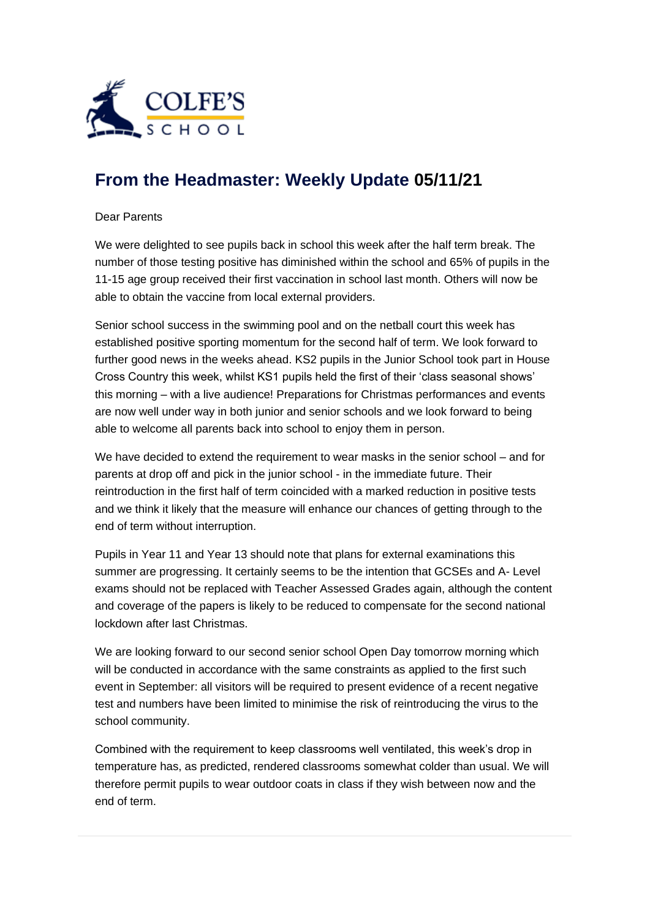# From the Headmaster: Weekly Update 05/11/21

Dear Parents

We were delighted to see pupils back in school this week after the half term break. The number of those testing positive has diminished within the school and 65% of pupils in the 11-15 age group received their first vaccination in school last month. Others will now be able to obtain the vaccine from local external providers.

Senior school success in the swimming pool and on the netball court this week has established positive sporting momentum for the second half of term. We look forward to further good news in the weeks ahead. KS2 pupils in the Junior School took part in House Cross Country this week, whilst KS1 pupils held the first of their 'class seasonal shows' this morning – with a live audience! Preparations for Christmas performances and events are now well under way in both junior and senior schools and we look forward to being able to welcome all parents back into school to enjoy them in person.

We have decided to extend the requirement to wear masks in the senior school – and for parents at drop off and pick in the junior school - in the immediate future. Their reintroduction in the first half of term coincided with a marked reduction in positive tests and we think it likely that the measure will enhance our chances of getting through to the end of term without interruption.

Pupils in Year 11 and Year 13 should note that plans for external examinations this summer are progressing. It certainly seems to be the intention that GCSEs and A- Level exams should not be replaced with Teacher Assessed Grades again, although the content and coverage of the papers is likely to be reduced to compensate for the second national lockdown after last Christmas.

We are looking forward to our second senior school Open Day tomorrow morning which will be conducted in accordance with the same constraints as applied to the first such event in September: all visitors will be required to present evidence of a recent negative test and numbers have been limited to minimise the risk of reintroducing the virus to the school community.

Combined with the requirement to keep classrooms well ventilated, this week's drop in temperature has, as predicted, rendered classrooms somewhat colder than usual. We will therefore permit pupils to wear outdoor coats in class if they wish between now and the end of term.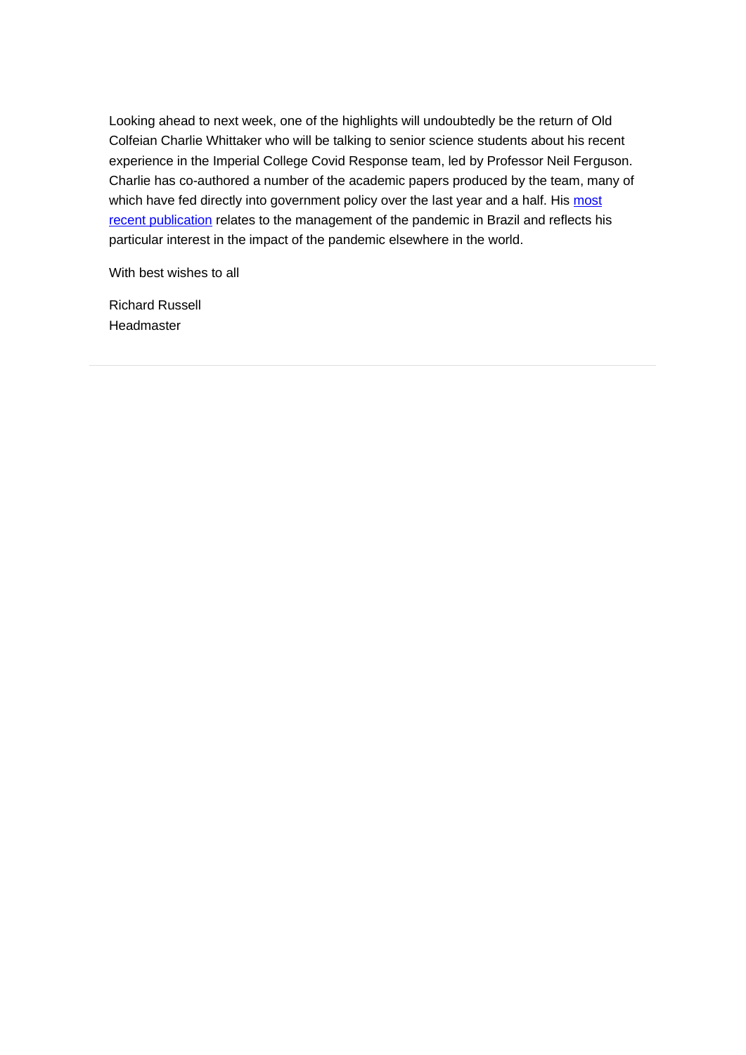Looking ahead to next week, one of the highlights will undoubtedly be the return of Old Colfeian Charlie Whittaker who will be talking to senior science students about his recent experience in the Imperial College Covid Response team, led by Professor Neil Ferguson. Charlie has co-authored a number of the academic papers produced by the team, many of which have fed directly into government policy over the last year and a half. His most recent publication relates to the management of the pandemic in Brazil and reflects his particular interest in the impact of the pandemic elsewhere in the world.

With best wishes to all

Richard Russell
Headmaster